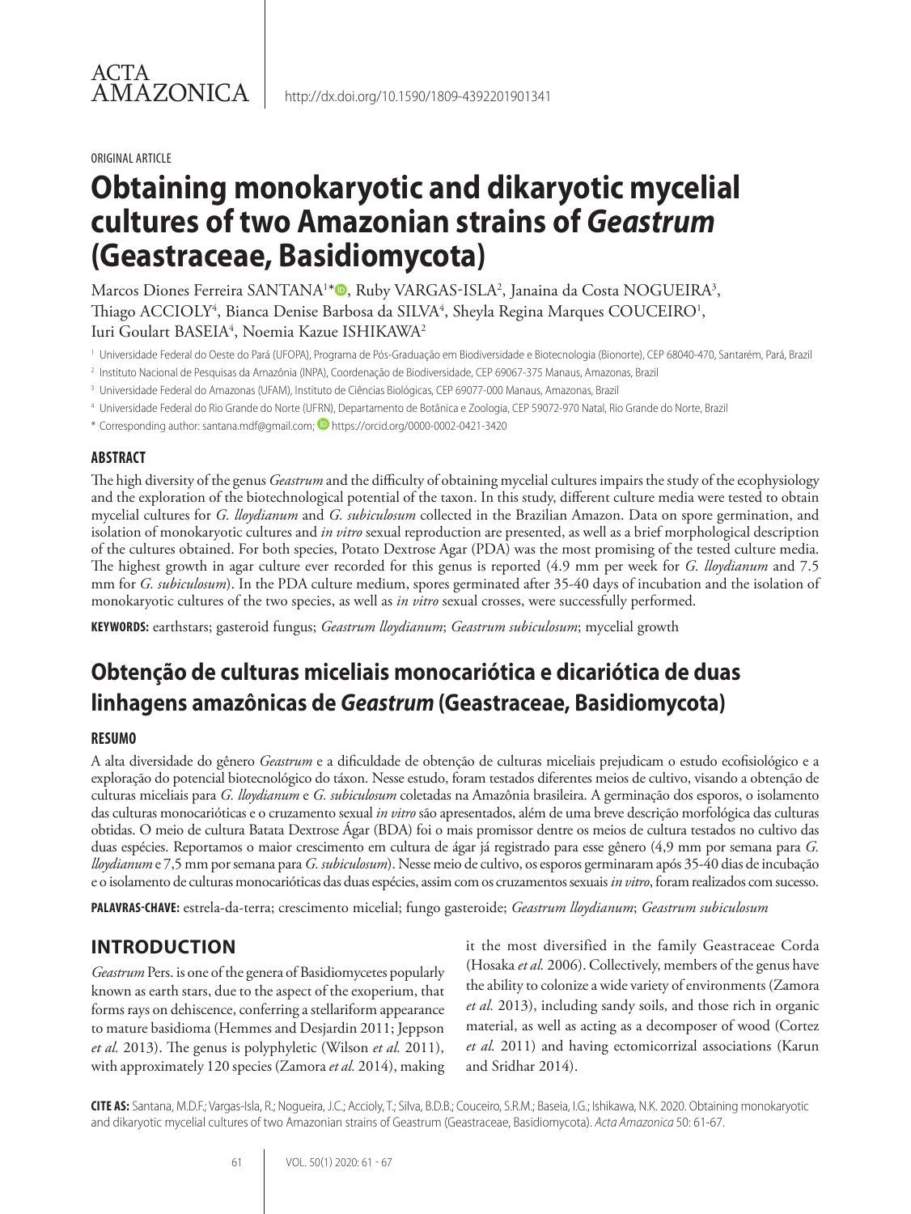ORIGINAL ARTICLE

# Obtaining monokaryotic and dikaryotic mycelial cultures of two Amazonian strains of *Geastrum* (Geastraceae, Basidiomycota)

Marcos Diones Ferreira SANTANA[1]*, Ruby VARGAS-ISLA[2], Janaina da Costa NOGUEIRA[3], Thiago ACCIOLY[4], Bianca Denise Barbosa da SILVA[4], Sheyla Regina Marques COUCEIRO[1], Iuri Goulart BASEIA[4], Noemia Kazue ISHIKAWA[2]

[1] Universidade Federal do Oeste do Pará (UFOPA), Programa de Pós-Graduação em Biodiversidade e Biotecnologia (Bionorte), CEP 68040-470, Santarém, Pará, Brazil

[2] Instituto Nacional de Pesquisas da Amazônia (INPA), Coordenação de Biodiversidade, CEP 69067-375 Manaus, Amazonas, Brazil

[3] Universidade Federal do Amazonas (UFAM), Instituto de Ciências Biológicas, CEP 69077-000 Manaus, Amazonas, Brazil

[4] Universidade Federal do Rio Grande do Norte (UFRN), Departamento de Botânica e Zoologia, CEP 59072-970 Natal, Rio Grande do Norte, Brazil

* Corresponding author: santana.mdf@gmail.com; https://orcid.org/0000-0002-0421-3420

## ABSTRACT

The high diversity of the genus *Geastrum* and the difficulty of obtaining mycelial cultures impairs the study of the ecophysiology and the exploration of the biotechnological potential of the taxon. In this study, different culture media were tested to obtain mycelial cultures for *G. lloydianum* and *G. subiculosum* collected in the Brazilian Amazon. Data on spore germination, and isolation of monokaryotic cultures and *in vitro* sexual reproduction are presented, as well as a brief morphological description of the cultures obtained. For both species, Potato Dextrose Agar (PDA) was the most promising of the tested culture media. The highest growth in agar culture ever recorded for this genus is reported (4.9 mm per week for *G. lloydianum* and 7.5 mm for *G. subiculosum*). In the PDA culture medium, spores germinated after 35-40 days of incubation and the isolation of monokaryotic cultures of the two species, as well as *in vitro* sexual crosses, were successfully performed.

**KEYWORDS:** earthstars; gasteroid fungus; *Geastrum lloydianum*; *Geastrum subiculosum*; mycelial growth

# Obtenção de culturas miceliais monocariótica e dicariótica de duas linhagens amazônicas de *Geastrum* (Geastraceae, Basidiomycota)

## RESUMO

A alta diversidade do gênero *Geastrum* e a dificuldade de obtenção de culturas miceliais prejudicam o estudo ecofisiológico e a exploração do potencial biotecnológico do táxon. Nesse estudo, foram testados diferentes meios de cultivo, visando a obtenção de culturas miceliais para *G. lloydianum* e *G. subiculosum* coletadas na Amazônia brasileira. A germinação dos esporos, o isolamento das culturas monocarióticas e o cruzamento sexual *in vitro* são apresentados, além de uma breve descrição morfológica das culturas obtidas. O meio de cultura Batata Dextrose Ágar (BDA) foi o mais promissor dentre os meios de cultura testados no cultivo das duas espécies. Reportamos o maior crescimento em cultura de ágar já registrado para esse gênero (4,9 mm por semana para *G. lloydianum* e 7,5 mm por semana para *G. subiculosum*). Nesse meio de cultivo, os esporos germinaram após 35-40 dias de incubação e o isolamento de culturas monocarióticas das duas espécies, assim com os cruzamentos sexuais *in vitro*, foram realizados com sucesso.

**PALAVRAS-CHAVE:** estrela-da-terra; crescimento micelial; fungo gasteroide; *Geastrum lloydianum*; *Geastrum subiculosum*

## INTRODUCTION

*Geastrum* Pers. is one of the genera of Basidiomycetes popularly known as earth stars, due to the aspect of the exoperium, that forms rays on dehiscence, conferring a stellariform appearance to mature basidioma (Hemmes and Desjardin 2011; Jeppson *et al.* 2013). The genus is polyphyletic (Wilson *et al.* 2011), with approximately 120 species (Zamora *et al.* 2014), making it the most diversified in the family Geastraceae Corda (Hosaka *et al.* 2006). Collectively, members of the genus have the ability to colonize a wide variety of environments (Zamora *et al.* 2013), including sandy soils, and those rich in organic material, as well as acting as a decomposer of wood (Cortez *et al.* 2011) and having ectomicorrizal associations (Karun and Sridhar 2014).

**CITE AS:** Santana, M.D.F.; Vargas-Isla, R.; Nogueira, J.C.; Accioly, T.; Silva, B.D.B.; Couceiro, S.R.M.; Baseia, I.G.; Ishikawa, N.K. 2020. Obtaining monokaryotic and dikaryotic mycelial cultures of two Amazonian strains of Geastrum (Geastraceae, Basidiomycota). *Acta Amazonica* 50: 61-67.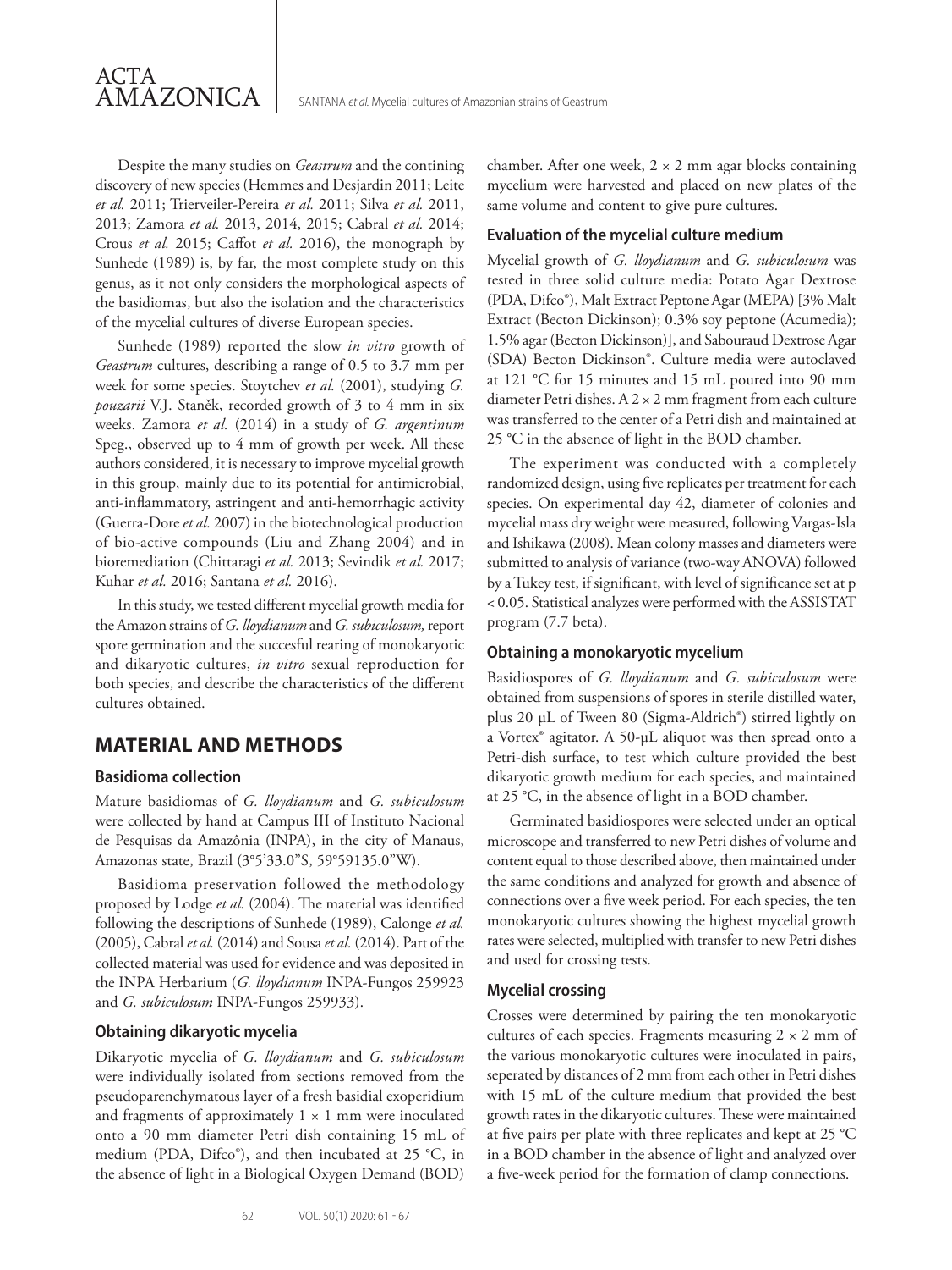Despite the many studies on *Geastrum* and the contining discovery of new species (Hemmes and Desjardin 2011; Leite *et al.* 2011; Trierveiler-Pereira *et al.* 2011; Silva *et al.* 2011, 2013; Zamora *et al.* 2013, 2014, 2015; Cabral *et al.* 2014; Crous *et al.* 2015; Caffot *et al.* 2016), the monograph by Sunhede (1989) is, by far, the most complete study on this genus, as it not only considers the morphological aspects of the basidiomas, but also the isolation and the characteristics of the mycelial cultures of diverse European species.

Sunhede (1989) reported the slow *in vitro* growth of *Geastrum* cultures, describing a range of 0.5 to 3.7 mm per week for some species. Stoytchev *et al.* (2001), studying *G. pouzarii* V.J. Staněk, recorded growth of 3 to 4 mm in six weeks. Zamora *et al.* (2014) in a study of *G. argentinum* Speg., observed up to 4 mm of growth per week. All these authors considered, it is necessary to improve mycelial growth in this group, mainly due to its potential for antimicrobial, anti-inflammatory, astringent and anti-hemorrhagic activity (Guerra-Dore *et al.* 2007) in the biotechnological production of bio-active compounds (Liu and Zhang 2004) and in bioremediation (Chittaragi *et al.* 2013; Sevindik *et al.* 2017; Kuhar *et al.* 2016; Santana *et al.* 2016).

In this study, we tested different mycelial growth media for the Amazon strains of *G. lloydianum* and *G. subiculosum,* report spore germination and the succesful rearing of monokaryotic and dikaryotic cultures, *in vitro* sexual reproduction for both species, and describe the characteristics of the different cultures obtained.

## MATERIAL AND METHODS

### Basidioma collection

Mature basidiomas of *G. lloydianum* and *G. subiculosum* were collected by hand at Campus III of Instituto Nacional de Pesquisas da Amazônia (INPA), in the city of Manaus, Amazonas state, Brazil (3°5'33.0"S, 59°59135.0"W).

Basidioma preservation followed the methodology proposed by Lodge *et al.* (2004). The material was identified following the descriptions of Sunhede (1989), Calonge *et al.* (2005), Cabral *et al.* (2014) and Sousa *et al.* (2014). Part of the collected material was used for evidence and was deposited in the INPA Herbarium (*G. lloydianum* INPA-Fungos 259923 and *G. subiculosum* INPA-Fungos 259933).

### Obtaining dikaryotic mycelia

Dikaryotic mycelia of *G. lloydianum* and *G. subiculosum* were individually isolated from sections removed from the pseudoparenchymatous layer of a fresh basidial exoperidium and fragments of approximately 1 × 1 mm were inoculated onto a 90 mm diameter Petri dish containing 15 mL of medium (PDA, Difco®), and then incubated at 25 °C, in the absence of light in a Biological Oxygen Demand (BOD) chamber. After one week, 2 × 2 mm agar blocks containing mycelium were harvested and placed on new plates of the same volume and content to give pure cultures.

### Evaluation of the mycelial culture medium

Mycelial growth of *G. lloydianum* and *G. subiculosum* was tested in three solid culture media: Potato Agar Dextrose (PDA, Difco®), Malt Extract Peptone Agar (MEPA) [3% Malt Extract (Becton Dickinson); 0.3% soy peptone (Acumedia); 1.5% agar (Becton Dickinson)], and Sabouraud Dextrose Agar (SDA) Becton Dickinson®. Culture media were autoclaved at 121 °C for 15 minutes and 15 mL poured into 90 mm diameter Petri dishes. A 2 × 2 mm fragment from each culture was transferred to the center of a Petri dish and maintained at 25 °C in the absence of light in the BOD chamber.

The experiment was conducted with a completely randomized design, using five replicates per treatment for each species. On experimental day 42, diameter of colonies and mycelial mass dry weight were measured, following Vargas-Isla and Ishikawa (2008). Mean colony masses and diameters were submitted to analysis of variance (two-way ANOVA) followed by a Tukey test, if significant, with level of significance set at $p < 0.05$. Statistical analyzes were performed with the ASSISTAT program (7.7 beta).

### Obtaining a monokaryotic mycelium

Basidiospores of *G. lloydianum* and *G. subiculosum* were obtained from suspensions of spores in sterile distilled water, plus 20 µL of Tween 80 (Sigma-Aldrich®) stirred lightly on a Vortex® agitator. A 50-µL aliquot was then spread onto a Petri-dish surface, to test which culture provided the best dikaryotic growth medium for each species, and maintained at 25 °C, in the absence of light in a BOD chamber.

Germinated basidiospores were selected under an optical microscope and transferred to new Petri dishes of volume and content equal to those described above, then maintained under the same conditions and analyzed for growth and absence of connections over a five week period. For each species, the ten monokaryotic cultures showing the highest mycelial growth rates were selected, multiplied with transfer to new Petri dishes and used for crossing tests.

### Mycelial crossing

Crosses were determined by pairing the ten monokaryotic cultures of each species. Fragments measuring 2 × 2 mm of the various monokaryotic cultures were inoculated in pairs, seperated by distances of 2 mm from each other in Petri dishes with 15 mL of the culture medium that provided the best growth rates in the dikaryotic cultures. These were maintained at five pairs per plate with three replicates and kept at 25 °C in a BOD chamber in the absence of light and analyzed over a five-week period for the formation of clamp connections.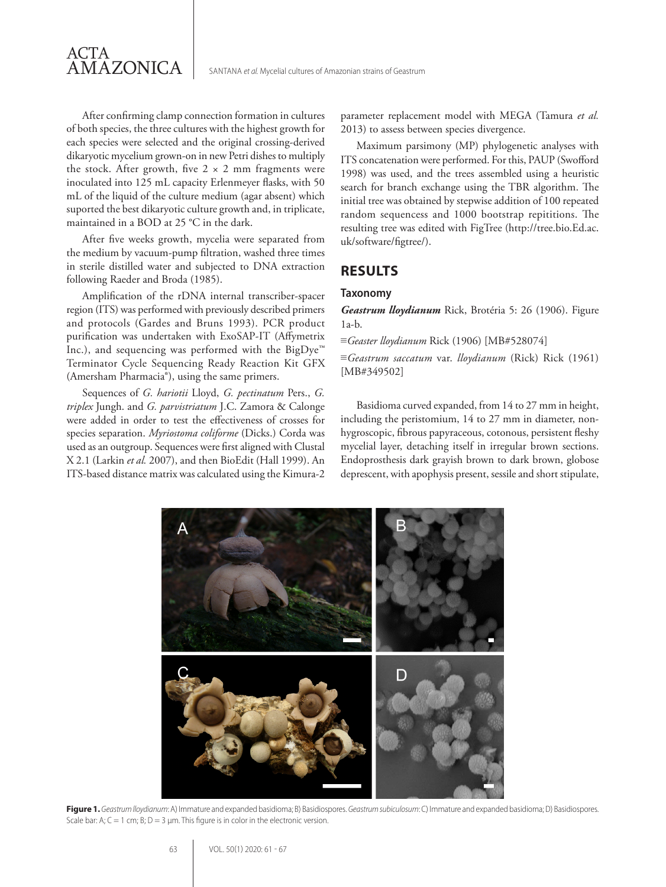After confirming clamp connection formation in cultures of both species, the three cultures with the highest growth for each species were selected and the original crossing-derived dikaryotic mycelium grown-on in new Petri dishes to multiply the stock. After growth, five 2 × 2 mm fragments were inoculated into 125 mL capacity Erlenmeyer flasks, with 50 mL of the liquid of the culture medium (agar absent) which suported the best dikaryotic culture growth and, in triplicate, maintained in a BOD at 25 °C in the dark.

After five weeks growth, mycelia were separated from the medium by vacuum-pump filtration, washed three times in sterile distilled water and subjected to DNA extraction following Raeder and Broda (1985).

Amplification of the rDNA internal transcriber-spacer region (ITS) was performed with previously described primers and protocols (Gardes and Bruns 1993). PCR product purification was undertaken with ExoSAP-IT (Affymetrix Inc.), and sequencing was performed with the BigDye™ Terminator Cycle Sequencing Ready Reaction Kit GFX (Amersham Pharmacia®), using the same primers.

Sequences of *G. hariotii* Lloyd, *G. pectinatum* Pers., *G. triplex* Jungh. and *G. parvistriatum* J.C. Zamora & Calonge were added in order to test the effectiveness of crosses for species separation. *Myriostoma coliforme* (Dicks.) Corda was used as an outgroup. Sequences were first aligned with Clustal X 2.1 (Larkin *et al.* 2007), and then BioEdit (Hall 1999). An ITS-based distance matrix was calculated using the Kimura-2 parameter replacement model with MEGA (Tamura *et al.* 2013) to assess between species divergence.

Maximum parsimony (MP) phylogenetic analyses with ITS concatenation were performed. For this, PAUP (Swofford 1998) was used, and the trees assembled using a heuristic search for branch exchange using the TBR algorithm. The initial tree was obtained by stepwise addition of 100 repeated random sequencess and 1000 bootstrap repititions. The resulting tree was edited with FigTree (http://tree.bio.Ed.ac.uk/software/figtree/).

## RESULTS

### Taxonomy

***Geastrum lloydianum*** Rick, Brotéria 5: 26 (1906). Figure 1a-b.

≡*Geaster lloydianum* Rick (1906) [MB#528074]

≡*Geastrum saccatum* var. *lloydianum* (Rick) Rick (1961) [MB#349502]

Basidioma curved expanded, from 14 to 27 mm in height, including the peristomium, 14 to 27 mm in diameter, non-hygroscopic, fibrous papyraceous, cotonous, persistent fleshy mycelial layer, detaching itself in irregular brown sections. Endoprosthesis dark grayish brown to dark brown, globose deprescent, with apophysis present, sessile and short stipulate,

**Figure 1.** *Geastrum lloydianum*: A) Immature and expanded basidioma; B) Basidiospores. *Geastrum subiculosum*: C) Immature and expanded basidioma; D) Basidiospores. Scale bar: A; C = 1 cm; B; D = 3 µm. This figure is in color in the electronic version.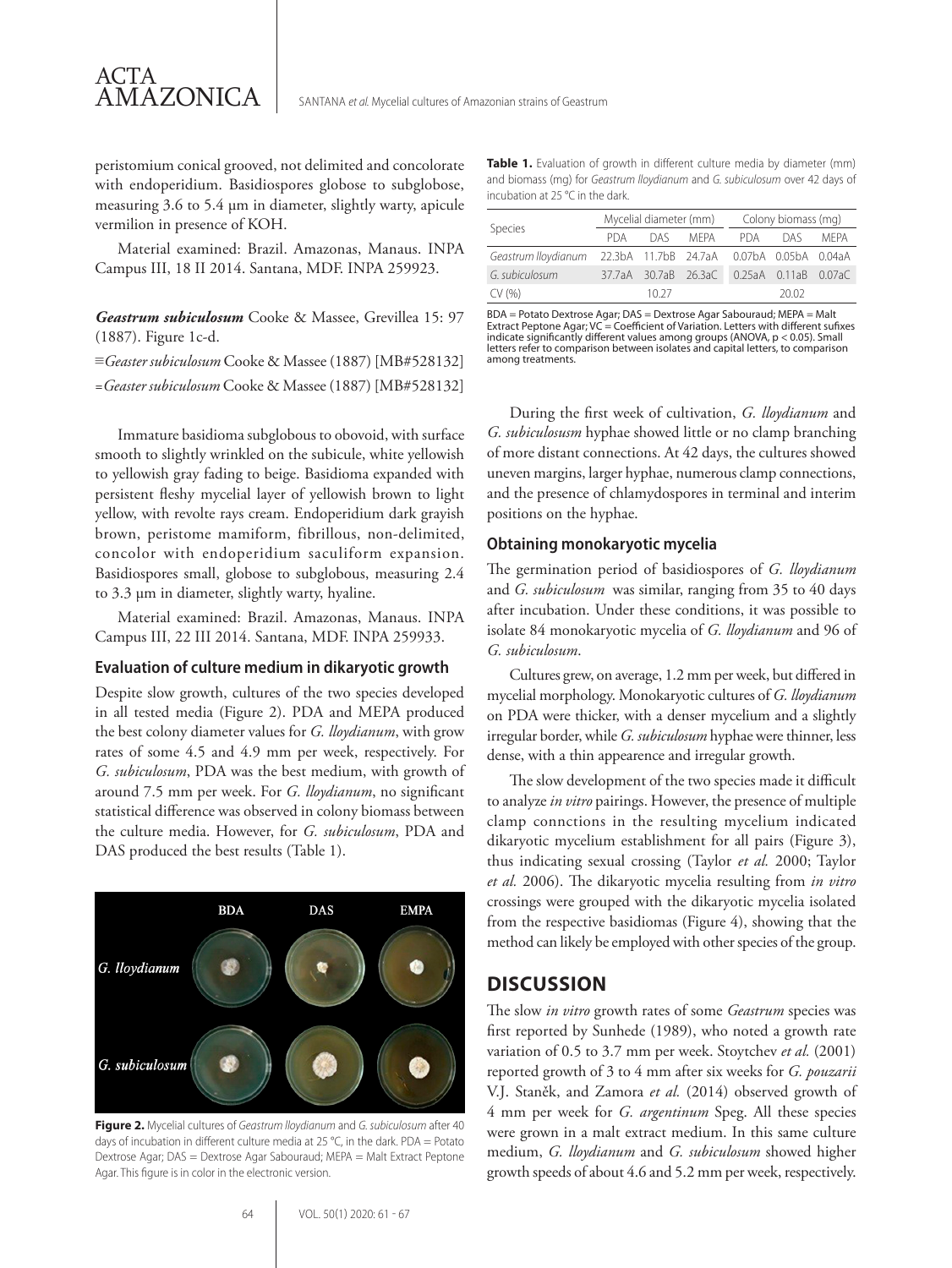peristomium conical grooved, not delimited and concolorate with endoperidium. Basidiospores globose to subglobose, measuring 3.6 to 5.4 µm in diameter, slightly warty, apicule vermilion in presence of KOH.

Material examined: Brazil. Amazonas, Manaus. INPA Campus III, 18 II 2014. Santana, MDF. INPA 259923.

***Geastrum subiculosum*** Cooke & Massee, Grevillea 15: 97 (1887). Figure 1c-d.

≡*Geaster subiculosum* Cooke & Massee (1887) [MB#528132]

=*Geaster subiculosum* Cooke & Massee (1887) [MB#528132]

Immature basidioma subglobous to obovoid, with surface smooth to slightly wrinkled on the subicule, white yellowish to yellowish gray fading to beige. Basidioma expanded with persistent fleshy mycelial layer of yellowish brown to light yellow, with revolte rays cream. Endoperidium dark grayish brown, peristome mamiform, fibrillous, non-delimited, concolor with endoperidium saculiform expansion. Basidiospores small, globose to subglobous, measuring 2.4 to 3.3 µm in diameter, slightly warty, hyaline.

Material examined: Brazil. Amazonas, Manaus. INPA Campus III, 22 III 2014. Santana, MDF. INPA 259933.

### Evaluation of culture medium in dikaryotic growth

Despite slow growth, cultures of the two species developed in all tested media (Figure 2). PDA and MEPA produced the best colony diameter values for *G. lloydianum*, with grow rates of some 4.5 and 4.9 mm per week, respectively. For *G. subiculosum*, PDA was the best medium, with growth of around 7.5 mm per week. For *G. lloydianum*, no significant statistical difference was observed in colony biomass between the culture media. However, for *G. subiculosum*, PDA and DAS produced the best results (Table 1).

Figure 2. Mycelial cultures of *Geastrum lloydianum* and *G. subiculosum* after 40 days of incubation in different culture media at 25 °C, in the dark. PDA = Potato Dextrose Agar; DAS = Dextrose Agar Sabouraud; MEPA = Malt Extract Peptone Agar. This figure is in color in the electronic version.

**Table 1.** Evaluation of growth in different culture media by diameter (mm) and biomass (mg) for *Geastrum lloydianum* and *G. subiculosum* over 42 days of incubation at 25 °C in the dark.

| Species | Mycelial diameter (mm) | | | Colony biomass (mg) | | |
|---|---|---|---|---|---|---|
| | PDA | DAS | MEPA | PDA | DAS | MEPA |
| *Geastrum lloydianum* | 22.3bA | 11.7bB | 24.7aA | 0.07bA | 0.05bA | 0.04aA |
| *G. subiculosum* | 37.7aA | 30.7aB | 26.3aC | 0.25aA | 0.11aB | 0.07aC |
| CV (%) | | 10.27 | | | 20.02 | |

BDA = Potato Dextrose Agar; DAS = Dextrose Agar Sabouraud; MEPA = Malt Extract Peptone Agar; VC = Coefficient of Variation. Letters with different sufixes indicate significantly different values among groups (ANOVA, $p < 0.05$). Small letters refer to comparison between isolates and capital letters, to comparison among treatments.

During the first week of cultivation, *G. lloydianum* and *G. subiculosusm* hyphae showed little or no clamp branching of more distant connections. At 42 days, the cultures showed uneven margins, larger hyphae, numerous clamp connections, and the presence of chlamydospores in terminal and interim positions on the hyphae.

### Obtaining monokaryotic mycelia

The germination period of basidiospores of *G. lloydianum* and *G. subiculosum* was similar, ranging from 35 to 40 days after incubation. Under these conditions, it was possible to isolate 84 monokaryotic mycelia of *G. lloydianum* and 96 of *G. subiculosum*.

Cultures grew, on average, 1.2 mm per week, but differed in mycelial morphology. Monokaryotic cultures of *G. lloydianum* on PDA were thicker, with a denser mycelium and a slightly irregular border, while *G. subiculosum* hyphae were thinner, less dense, with a thin appearence and irregular growth.

The slow development of the two species made it difficult to analyze *in vitro* pairings. However, the presence of multiple clamp connctions in the resulting mycelium indicated dikaryotic mycelium establishment for all pairs (Figure 3), thus indicating sexual crossing (Taylor *et al.* 2000; Taylor *et al.* 2006). The dikaryotic mycelia resulting from *in vitro* crossings were grouped with the dikaryotic mycelia isolated from the respective basidiomas (Figure 4), showing that the method can likely be employed with other species of the group.

## DISCUSSION

The slow *in vitro* growth rates of some *Geastrum* species was first reported by Sunhede (1989), who noted a growth rate variation of 0.5 to 3.7 mm per week. Stoytchev *et al.* (2001) reported growth of 3 to 4 mm after six weeks for *G. pouzarii* V.J. Staněk, and Zamora *et al.* (2014) observed growth of 4 mm per week for *G. argentinum* Speg. All these species were grown in a malt extract medium. In this same culture medium, *G. lloydianum* and *G. subiculosum* showed higher growth speeds of about 4.6 and 5.2 mm per week, respectively.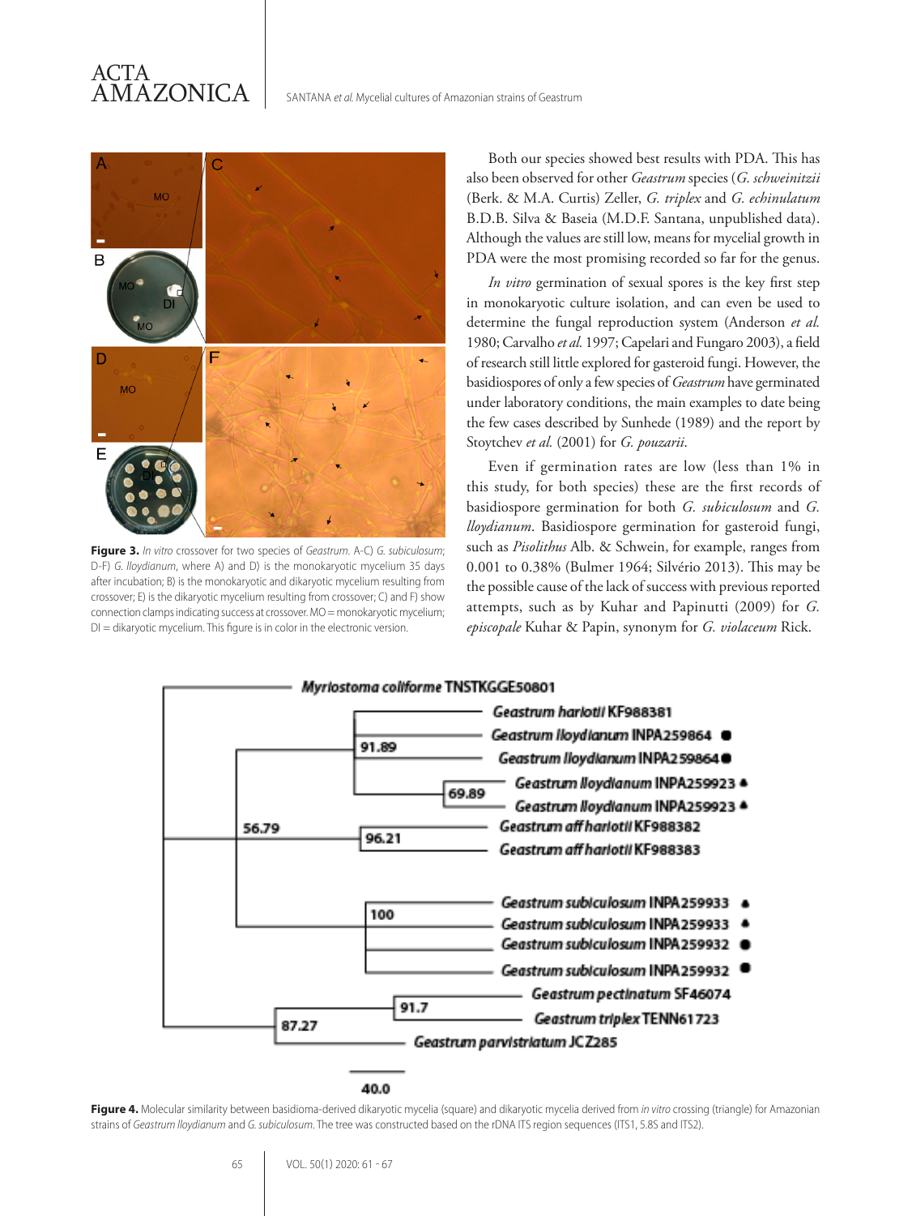**Figure 3.** *In vitro* crossover for two species of *Geastrum*. A-C) *G. subiculosum*; D-F) *G. lloydianum*, where A) and D) is the monokaryotic mycelium 35 days after incubation; B) is the monokaryotic and dikaryotic mycelium resulting from crossover; E) is the dikaryotic mycelium resulting from crossover; C) and F) show connection clamps indicating success at crossover. MO = monokaryotic mycelium; DI = dikaryotic mycelium. This figure is in color in the electronic version.

Both our species showed best results with PDA. This has also been observed for other *Geastrum* species (*G. schweinitzii* (Berk. & M.A. Curtis) Zeller, *G. triplex* and *G. echinulatum* B.D.B. Silva & Baseia (M.D.F. Santana, unpublished data). Although the values are still low, means for mycelial growth in PDA were the most promising recorded so far for the genus.

*In vitro* germination of sexual spores is the key first step in monokaryotic culture isolation, and can even be used to determine the fungal reproduction system (Anderson *et al.* 1980; Carvalho *et al.* 1997; Capelari and Fungaro 2003), a field of research still little explored for gasteroid fungi. However, the basidiospores of only a few species of *Geastrum* have germinated under laboratory conditions, the main examples to date being the few cases described by Sunhede (1989) and the report by Stoytchev *et al.* (2001) for *G. pouzarii*.

Even if germination rates are low (less than 1% in this study, for both species) these are the first records of basidiospore germination for both *G. subiculosum* and *G. lloydianum*. Basidiospore germination for gasteroid fungi, such as *Pisolithus* Alb. & Schwein, for example, ranges from 0.001 to 0.38% (Bulmer 1964; Silvério 2013). This may be the possible cause of the lack of success with previous reported attempts, such as by Kuhar and Papinutti (2009) for *G. episcopale* Kuhar & Papin, synonym for *G. violaceum* Rick.

**Figure 4.** Molecular similarity between basidioma-derived dikaryotic mycelia (square) and dikaryotic mycelia derived from *in vitro* crossing (triangle) for Amazonian strains of *Geastrum lloydianum* and *G. subiculosum*. The tree was constructed based on the rDNA ITS region sequences (ITS1, 5.8S and ITS2).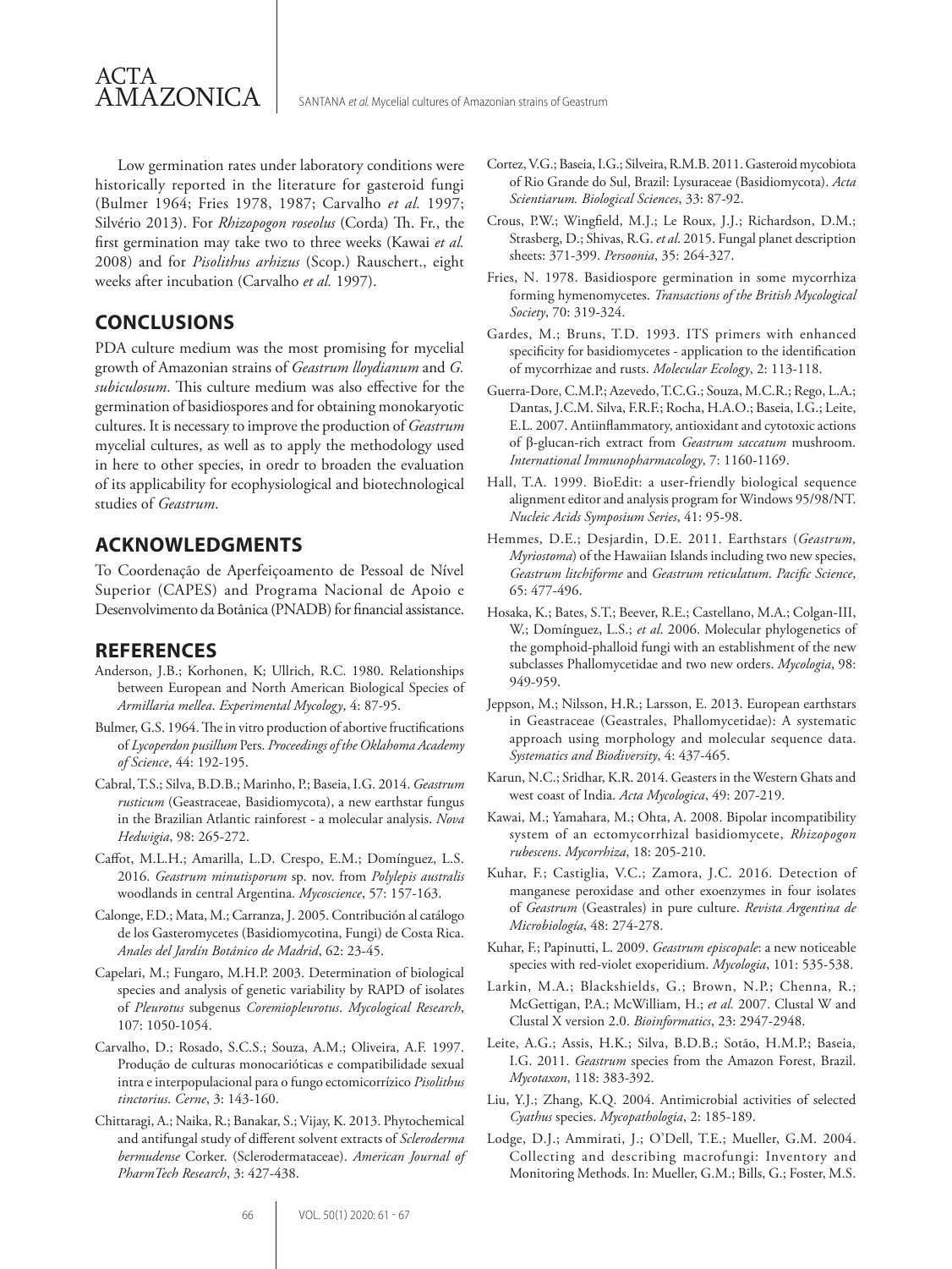Low germination rates under laboratory conditions were historically reported in the literature for gasteroid fungi (Bulmer 1964; Fries 1978, 1987; Carvalho *et al.* 1997; Silvério 2013). For *Rhizopogon roseolus* (Corda) Th. Fr., the first germination may take two to three weeks (Kawai *et al.* 2008) and for *Pisolithus arhizus* (Scop.) Rauschert., eight weeks after incubation (Carvalho *et al.* 1997).

## CONCLUSIONS

PDA culture medium was the most promising for mycelial growth of Amazonian strains of *Geastrum lloydianum* and *G. subiculosum*. This culture medium was also effective for the germination of basidiospores and for obtaining monokaryotic cultures. It is necessary to improve the production of *Geastrum* mycelial cultures, as well as to apply the methodology used in here to other species, in oredr to broaden the evaluation of its applicability for ecophysiological and biotechnological studies of *Geastrum*.

## ACKNOWLEDGMENTS

To Coordenação de Aperfeiçoamento de Pessoal de Nível Superior (CAPES) and Programa Nacional de Apoio e Desenvolvimento da Botânica (PNADB) for financial assistance.

## REFERENCES

Anderson, J.B.; Korhonen, K; Ullrich, R.C. 1980. Relationships between European and North American Biological Species of *Armillaria mellea*. *Experimental Mycology*, 4: 87-95.

Bulmer, G.S. 1964. The in vitro production of abortive fructifications of *Lycoperdon pusillum* Pers. *Proceedings of the Oklahoma Academy of Science*, 44: 192-195.

Cabral, T.S.; Silva, B.D.B.; Marinho, P.; Baseia, I.G. 2014. *Geastrum rusticum* (Geastraceae, Basidiomycota), a new earthstar fungus in the Brazilian Atlantic rainforest - a molecular analysis. *Nova Hedwigia*, 98: 265-272.

Caffot, M.L.H.; Amarilla, L.D. Crespo, E.M.; Domínguez, L.S. 2016. *Geastrum minutisporum* sp. nov. from *Polylepis australis* woodlands in central Argentina. *Mycoscience*, 57: 157-163.

Calonge, F.D.; Mata, M.; Carranza, J. 2005. Contribución al catálogo de los Gasteromycetes (Basidiomycotina, Fungi) de Costa Rica. *Anales del Jardín Botánico de Madrid*, 62: 23-45.

Capelari, M.; Fungaro, M.H.P. 2003. Determination of biological species and analysis of genetic variability by RAPD of isolates of *Pleurotus* subgenus *Coremiopleurotus*. *Mycological Research*, 107: 1050-1054.

Carvalho, D.; Rosado, S.C.S.; Souza, A.M.; Oliveira, A.F. 1997. Produção de culturas monocarióticas e compatibilidade sexual intra e interpopulacional para o fungo ectomicorrízico *Pisolithus tinctorius*. *Cerne*, 3: 143-160.

Chittaragi, A.; Naika, R.; Banakar, S.; Vijay, K. 2013. Phytochemical and antifungal study of different solvent extracts of *Scleroderma bermudense* Corker. (Sclerodermataceae). *American Journal of PharmTech Research*, 3: 427-438.

Cortez, V.G.; Baseia, I.G.; Silveira, R.M.B. 2011. Gasteroid mycobiota of Rio Grande do Sul, Brazil: Lysuraceae (Basidiomycota). *Acta Scientiarum. Biological Sciences*, 33: 87-92.

Crous, P.W.; Wingfield, M.J.; Le Roux, J.J.; Richardson, D.M.; Strasberg, D.; Shivas, R.G. *et al*. 2015. Fungal planet description sheets: 371-399. *Persoonia*, 35: 264-327.

Fries, N. 1978. Basidiospore germination in some mycorrhiza forming hymenomycetes. *Transactions of the British Mycological Society*, 70: 319-324.

Gardes, M.; Bruns, T.D. 1993. ITS primers with enhanced specificity for basidiomycetes - application to the identification of mycorrhizae and rusts. *Molecular Ecology*, 2: 113-118.

Guerra-Dore, C.M.P.; Azevedo, T.C.G.; Souza, M.C.R.; Rego, L.A.; Dantas, J.C.M. Silva, F.R.F.; Rocha, H.A.O.; Baseia, I.G.; Leite, E.L. 2007. Antiinflammatory, antioxidant and cytotoxic actions of β-glucan-rich extract from *Geastrum saccatum* mushroom. *International Immunopharmacology*, 7: 1160-1169.

Hall, T.A. 1999. BioEdit: a user-friendly biological sequence alignment editor and analysis program for Windows 95/98/NT. *Nucleic Acids Symposium Series*, 41: 95-98.

Hemmes, D.E.; Desjardin, D.E. 2011. Earthstars (*Geastrum, Myriostoma*) of the Hawaiian Islands including two new species, *Geastrum litchiforme* and *Geastrum reticulatum*. *Pacific Science*, 65: 477-496.

Hosaka, K.; Bates, S.T.; Beever, R.E.; Castellano, M.A.; Colgan-III, W.; Domínguez, L.S.; *et al*. 2006. Molecular phylogenetics of the gomphoid-phalloid fungi with an establishment of the new subclasses Phallomycetidae and two new orders. *Mycologia*, 98: 949-959.

Jeppson, M.; Nilsson, H.R.; Larsson, E. 2013. European earthstars in Geastraceae (Geastrales, Phallomycetidae): A systematic approach using morphology and molecular sequence data. *Systematics and Biodiversity*, 4: 437-465.

Karun, N.C.; Sridhar, K.R. 2014. Geasters in the Western Ghats and west coast of India. *Acta Mycologica*, 49: 207-219.

Kawai, M.; Yamahara, M.; Ohta, A. 2008. Bipolar incompatibility system of an ectomycorrhizal basidiomycete, *Rhizopogon rubescens*. *Mycorrhiza*, 18: 205-210.

Kuhar, F.; Castiglia, V.C.; Zamora, J.C. 2016. Detection of manganese peroxidase and other exoenzymes in four isolates of *Geastrum* (Geastrales) in pure culture. *Revista Argentina de Microbiología*, 48: 274-278.

Kuhar, F.; Papinutti, L. 2009. *Geastrum episcopale*: a new noticeable species with red-violet exoperidium. *Mycologia*, 101: 535-538.

Larkin, M.A.; Blackshields, G.; Brown, N.P.; Chenna, R.; McGettigan, P.A.; McWilliam, H.; *et al.* 2007. Clustal W and Clustal X version 2.0. *Bioinformatics*, 23: 2947-2948.

Leite, A.G.; Assis, H.K.; Silva, B.D.B.; Sotão, H.M.P.; Baseia, I.G. 2011. *Geastrum* species from the Amazon Forest, Brazil. *Mycotaxon*, 118: 383-392.

Liu, Y.J.; Zhang, K.Q. 2004. Antimicrobial activities of selected *Cyathus* species. *Mycopathologia*, 2: 185-189.

Lodge, D.J.; Ammirati, J.; O'Dell, T.E.; Mueller, G.M. 2004. Collecting and describing macrofungi: Inventory and Monitoring Methods. In: Mueller, G.M.; Bills, G.; Foster, M.S.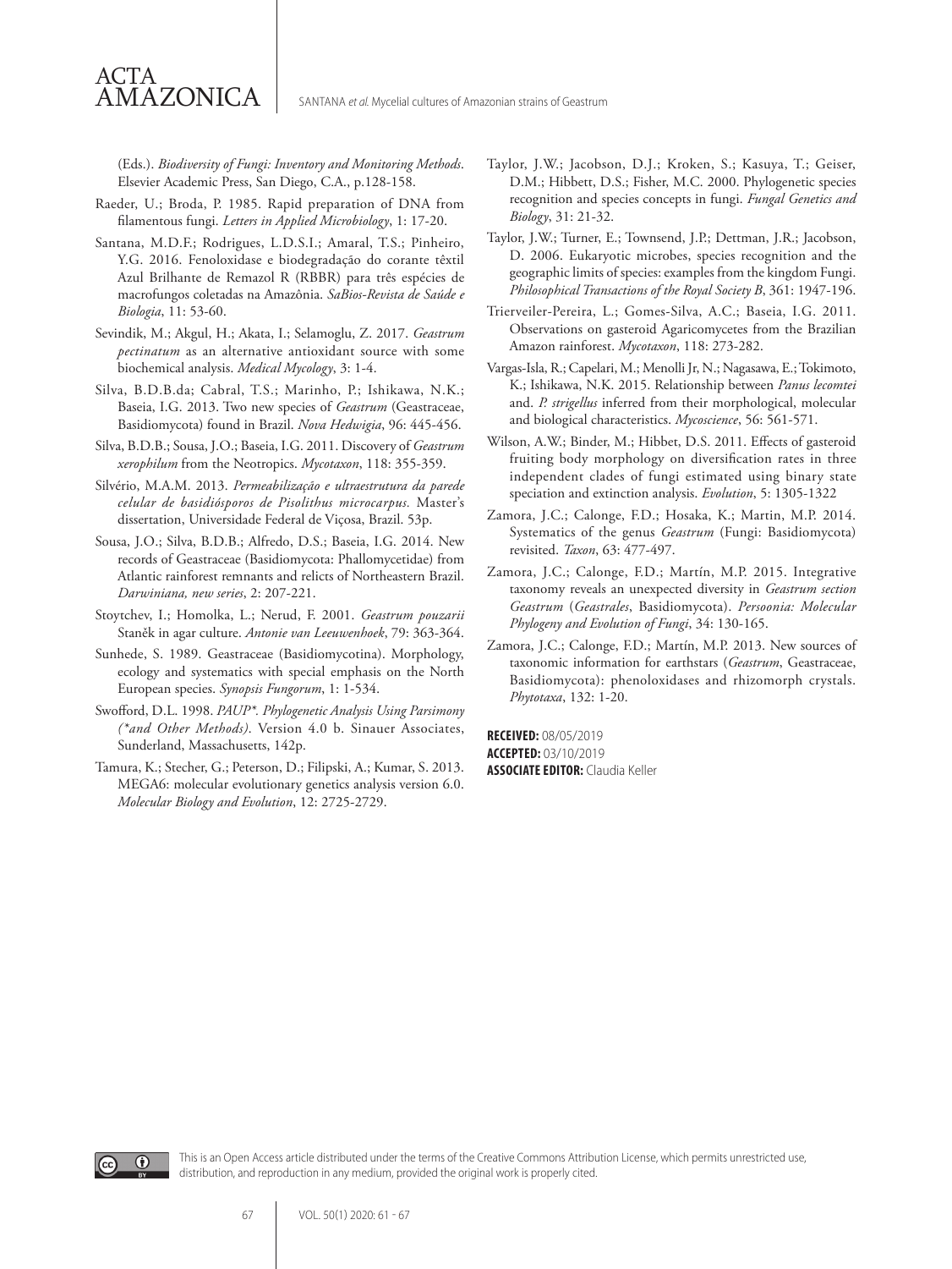(Eds.). *Biodiversity of Fungi: Inventory and Monitoring Methods*. Elsevier Academic Press, San Diego, C.A., p.128-158.

Raeder, U.; Broda, P. 1985. Rapid preparation of DNA from filamentous fungi. *Letters in Applied Microbiology*, 1: 17-20.

Santana, M.D.F.; Rodrigues, L.D.S.I.; Amaral, T.S.; Pinheiro, Y.G. 2016. Fenoloxidase e biodegradação do corante têxtil Azul Brilhante de Remazol R (RBBR) para três espécies de macrofungos coletadas na Amazônia. *SaBios-Revista de Saúde e Biologia*, 11: 53-60.

Sevindik, M.; Akgul, H.; Akata, I.; Selamoglu, Z. 2017. *Geastrum pectinatum* as an alternative antioxidant source with some biochemical analysis. *Medical Mycology*, 3: 1-4.

Silva, B.D.B.da; Cabral, T.S.; Marinho, P.; Ishikawa, N.K.; Baseia, I.G. 2013. Two new species of *Geastrum* (Geastraceae, Basidiomycota) found in Brazil. *Nova Hedwigia*, 96: 445-456.

Silva, B.D.B.; Sousa, J.O.; Baseia, I.G. 2011. Discovery of *Geastrum xerophilum* from the Neotropics. *Mycotaxon*, 118: 355-359.

Silvério, M.A.M. 2013. *Permeabilização e ultraestrutura da parede celular de basidiósporos de Pisolithus microcarpus.* Master's dissertation, Universidade Federal de Viçosa, Brazil. 53p.

Sousa, J.O.; Silva, B.D.B.; Alfredo, D.S.; Baseia, I.G. 2014. New records of Geastraceae (Basidiomycota: Phallomycetidae) from Atlantic rainforest remnants and relicts of Northeastern Brazil. *Darwiniana, new series*, 2: 207-221.

Stoytchev, I.; Homolka, L.; Nerud, F. 2001. *Geastrum pouzarii* Staněk in agar culture. *Antonie van Leeuwenhoek*, 79: 363-364.

Sunhede, S. 1989. Geastraceae (Basidiomycotina). Morphology, ecology and systematics with special emphasis on the North European species. *Synopsis Fungorum*, 1: 1-534.

Swofford, D.L. 1998. *PAUP\*. Phylogenetic Analysis Using Parsimony (\*and Other Methods)*. Version 4.0 b. Sinauer Associates, Sunderland, Massachusetts, 142p.

Tamura, K.; Stecher, G.; Peterson, D.; Filipski, A.; Kumar, S. 2013. MEGA6: molecular evolutionary genetics analysis version 6.0. *Molecular Biology and Evolution*, 12: 2725-2729.

Taylor, J.W.; Jacobson, D.J.; Kroken, S.; Kasuya, T.; Geiser, D.M.; Hibbett, D.S.; Fisher, M.C. 2000. Phylogenetic species recognition and species concepts in fungi. *Fungal Genetics and Biology*, 31: 21-32.

Taylor, J.W.; Turner, E.; Townsend, J.P.; Dettman, J.R.; Jacobson, D. 2006. Eukaryotic microbes, species recognition and the geographic limits of species: examples from the kingdom Fungi. *Philosophical Transactions of the Royal Society B*, 361: 1947-196.

Trierveiler-Pereira, L.; Gomes-Silva, A.C.; Baseia, I.G. 2011. Observations on gasteroid Agaricomycetes from the Brazilian Amazon rainforest. *Mycotaxon*, 118: 273-282.

Vargas-Isla, R.; Capelari, M.; Menolli Jr, N.; Nagasawa, E.; Tokimoto, K.; Ishikawa, N.K. 2015. Relationship between *Panus lecomtei* and. *P. strigellus* inferred from their morphological, molecular and biological characteristics. *Mycoscience*, 56: 561-571.

Wilson, A.W.; Binder, M.; Hibbet, D.S. 2011. Effects of gasteroid fruiting body morphology on diversification rates in three independent clades of fungi estimated using binary state speciation and extinction analysis. *Evolution*, 5: 1305-1322

Zamora, J.C.; Calonge, F.D.; Hosaka, K.; Martin, M.P. 2014. Systematics of the genus *Geastrum* (Fungi: Basidiomycota) revisited. *Taxon*, 63: 477-497.

Zamora, J.C.; Calonge, F.D.; Martín, M.P. 2015. Integrative taxonomy reveals an unexpected diversity in *Geastrum section Geastrum* (*Geastrales*, Basidiomycota). *Persoonia: Molecular Phylogeny and Evolution of Fungi*, 34: 130-165.

Zamora, J.C.; Calonge, F.D.; Martín, M.P. 2013. New sources of taxonomic information for earthstars (*Geastrum*, Geastraceae, Basidiomycota): phenoloxidases and rhizomorph crystals. *Phytotaxa*, 132: 1-20.

**RECEIVED:** 08/05/2019
**ACCEPTED:** 03/10/2019
**ASSOCIATE EDITOR:** Claudia Keller

This is an Open Access article distributed under the terms of the Creative Commons Attribution License, which permits unrestricted use, distribution, and reproduction in any medium, provided the original work is properly cited.